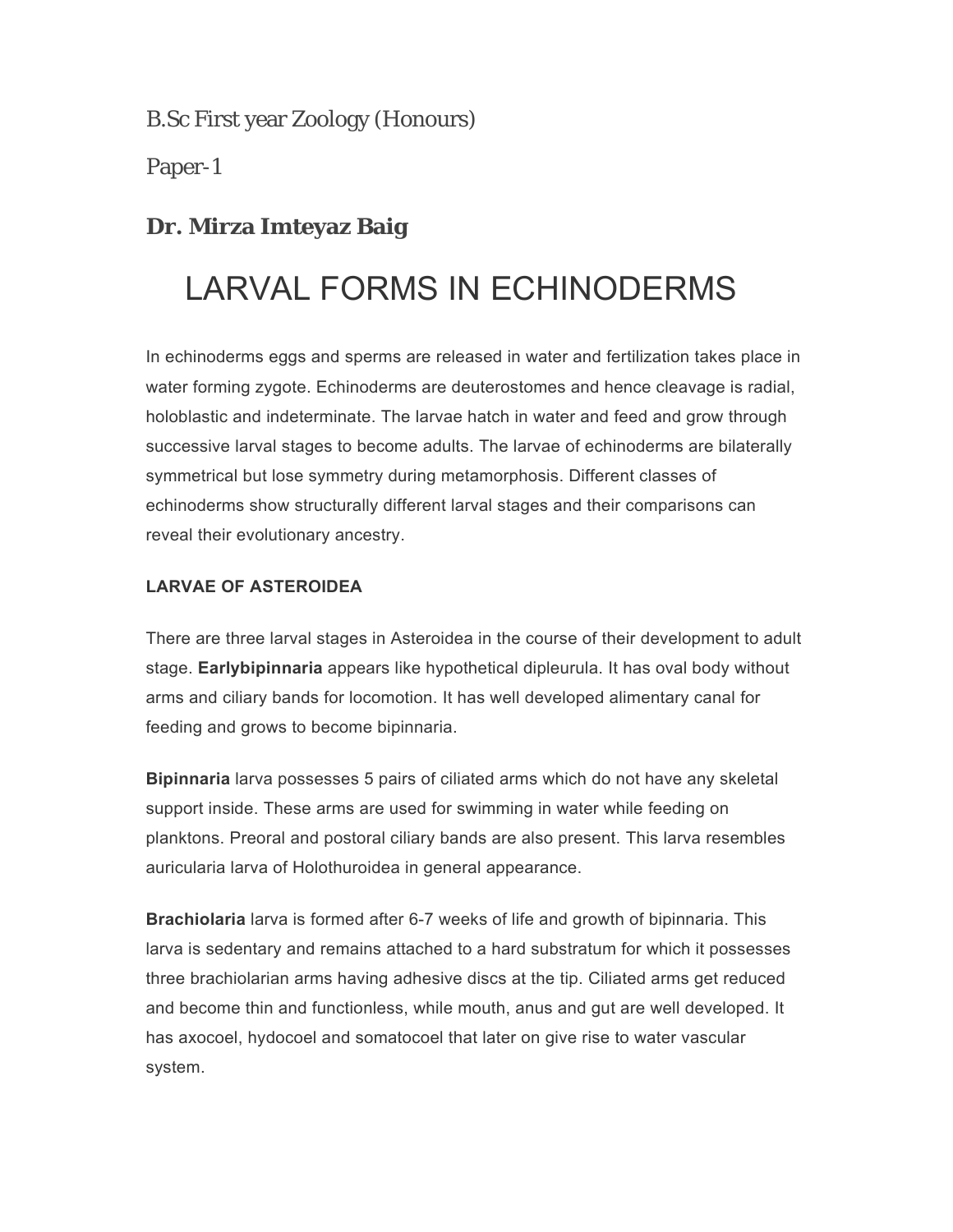B.Sc First year Zoology (Honours)

Paper-1

**Dr. Mirza Imteyaz Baig**

# LARVAL FORMS IN ECHINODERMS

In echinoderms eggs and sperms are released in water and fertilization takes place in water forming zygote. Echinoderms are deuterostomes and hence cleavage is radial, holoblastic and indeterminate. The larvae hatch in water and feed and grow through successive larval stages to become adults. The larvae of echinoderms are bilaterally symmetrical but lose symmetry during metamorphosis. Different classes of echinoderms show structurally different larval stages and their comparisons can reveal their evolutionary ancestry.

### LARVAE OF ASTEROIDEA

There are three larval stages in Asteroidea in the course of their development to adult stage. **Earlybipinnaria** appears like hypothetical dipleurula. It has oval body without arms and ciliary bands for locomotion. It has well developed alimentary canal for feeding and grows to become bipinnaria.

**Bipinnaria** larva possesses 5 pairs of ciliated arms which do not have any skeletal support inside. These arms are used for swimming in water while feeding on planktons. Preoral and postoral ciliary bands are also present. This larva resembles auricularia larva of Holothuroidea in general appearance.

**Brachiolaria** larva is formed after 6-7 weeks of life and growth of bipinnaria. This larva is sedentary and remains attached to a hard substratum for which it possesses three brachiolarian arms having adhesive discs at the tip. Ciliated arms get reduced and become thin and functionless, while mouth, anus and gut are well developed. It has axocoel, hydocoel and somatocoel that later on give rise to water vascular system.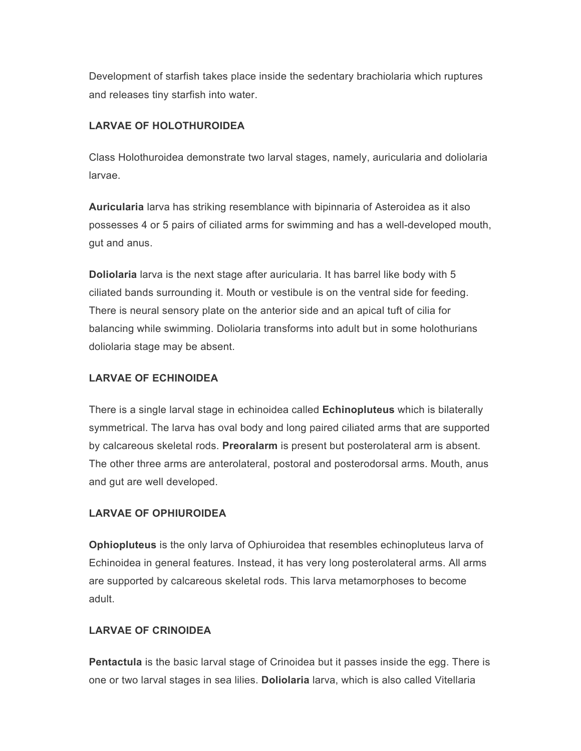Development of starfish takes place inside the sedentary brachiolaria which ruptures and releases tiny starfish into water.

**LARVAE OF HOLOTHUROIDEA**

Class Holothuroidea demonstrate two larval stages, namely, auricularia and doliolaria larvae.

**Auricularia** larva has striking resemblance with bipinnaria of Asteroidea as it also possesses 4 or 5 pairs of ciliated arms for swimming and has a well-developed mouth, gut and anus.

**Doliolaria** larva is the next stage after auricularia. It has barrel like body with 5 ciliated bands surrounding it. Mouth or vestibule is on the ventral side for feeding. There is neural sensory plate on the anterior side and an apical tuft of cilia for balancing while swimming. Doliolaria transforms into adult but in some holothurians doliolaria stage may be absent.

**LARVAE OF ECHINOIDEA**

There is a single larval stage in echinoidea called **Echinopluteus** which is bilaterally symmetrical. The larva has oval body and long paired ciliated arms that are supported by calcareous skeletal rods. **Preoralarm** is present but posterolateral arm is absent. The other three arms are anterolateral, postoral and posterodorsal arms. Mouth, anus and gut are well developed.

**LARVAE OF OPHIUROIDEA**

**Ophiopluteus** is the only larva of Ophiuroidea that resembles echinopluteus larva of Echinoidea in general features. Instead, it has very long posterolateral arms. All arms are supported by calcareous skeletal rods. This larva metamorphoses to become adult.

**LARVAE OF CRINOIDEA**

**Pentactula** is the basic larval stage of Crinoidea but it passes inside the egg. There is one or two larval stages in sea lilies. **Doliolaria** larva, which is also called Vitellaria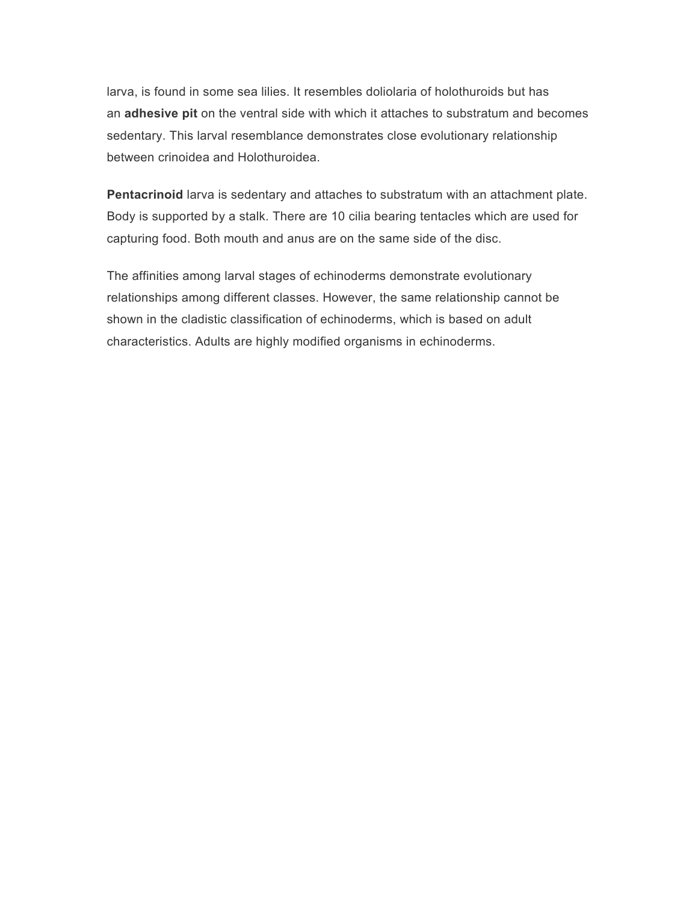larva, is found in some sea lilies. It resembles doliolaria of holothuroids but has an **adhesive pit** on the ventral side with which it attaches to substratum and becomes sedentary. This larval resemblance demonstrates close evolutionary relationship between crinoidea and Holothuroidea.

**Pentacrinoid** larva is sedentary and attaches to substratum with an attachment plate. Body is supported by a stalk. There are 10 cilia bearing tentacles which are used for capturing food. Both mouth and anus are on the same side of the disc.

The affinities among larval stages of echinoderms demonstrate evolutionary relationships among different classes. However, the same relationship cannot be shown in the cladistic classification of echinoderms, which is based on adult characteristics. Adults are highly modified organisms in echinoderms.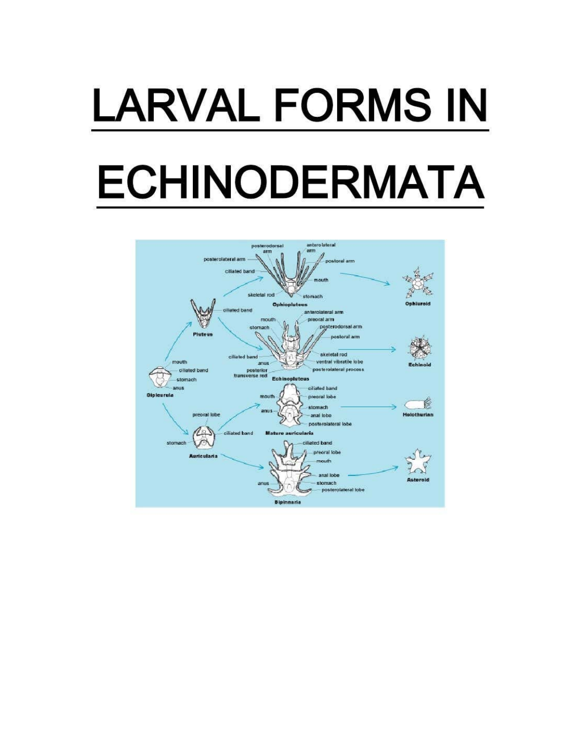# LARVAL FORMS IN ECHINODERMATA

posterodorsal arm
anterolateral arm
posterolateral arm
postoral arm
ciliated band
mouth
skeletal rod
stomach
Ophiopluteus
Ophiuroid

ciliated band
Pluteus

anterolateral arm
mouth
preoral arm
stomach
posterodorsal arm
postoral arm
ciliated band
skeletal rod
anus
ventral vibratile lobe
posterior transverse rod
posterolateral process
Echinopluteus
Echinoid

mouth
ciliated band
stomach
anus
Dipleurula

ciliated band
mouth
preoral lobe
anus
stomach
anal lobe
posterolateral lobe
Mature auricularia
Holothurian

preoral lobe
ciliated band
stomach
Auricularia

ciliated band
preoral lobe
mouth
anal lobe
anus
stomach
posterolateral lobe
Bipinnaria
Asteroid